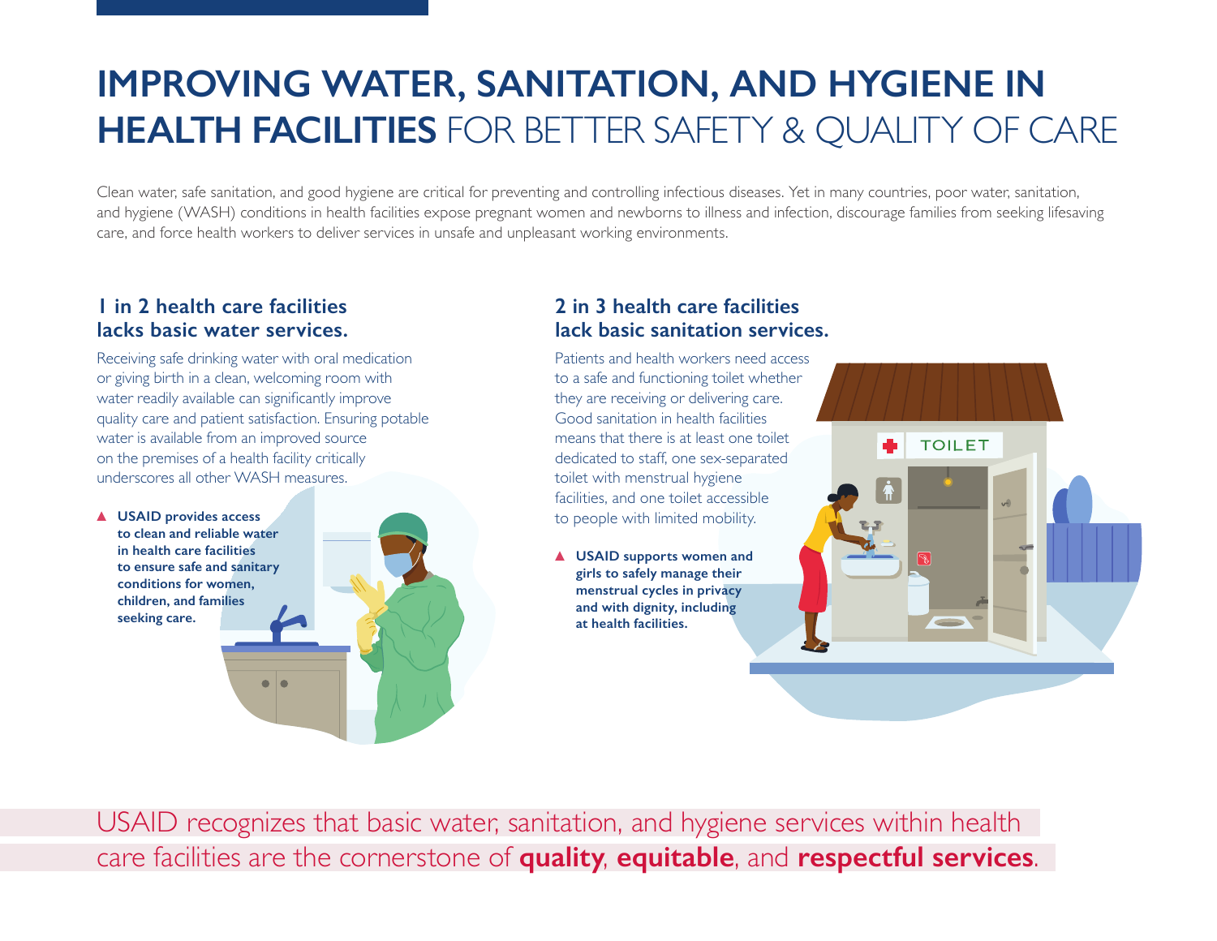# IMPROVING WATER, SANITATION, AND HYGIENE IN HEALTH FACILITIES FOR BETTER SAFETY & QUALITY OF CARE

Clean water, safe sanitation, and good hygiene are critical for preventing and controlling infectious diseases. Yet in many countries, poor water, sanitation, and hygiene (WASH) conditions in health facilities expose pregnant women and newborns to illness and infection, discourage families from seeking lifesaving care, and force health workers to deliver services in unsafe and unpleasant working environments.

## 1 in 2 health care facilities lacks basic water services.

Receiving safe drinking water with oral medication or giving birth in a clean, welcoming room with water readily available can significantly improve quality care and patient satisfaction. Ensuring potable water is available from an improved source on the premises of a health facility critically underscores all other WASH measures.

▲ **USAID provides access to clean and reliable water in health care facilities to ensure safe and sanitary conditions for women, children, and families seeking care.**

## 2 in 3 health care facilities lack basic sanitation services.

Patients and health workers need access to a safe and functioning toilet whether they are receiving or delivering care. Good sanitation in health facilities means that there is at least one toilet dedicated to staff, one sex-separated toilet with menstrual hygiene facilities, and one toilet accessible to people with limited mobility.

▲ **USAID supports women and girls to safely manage their menstrual cycles in privacy and with dignity, including at health facilities.**

USAID recognizes that basic water, sanitation, and hygiene services within health care facilities are the cornerstone of **quality**, **equitable**, and **respectful services**.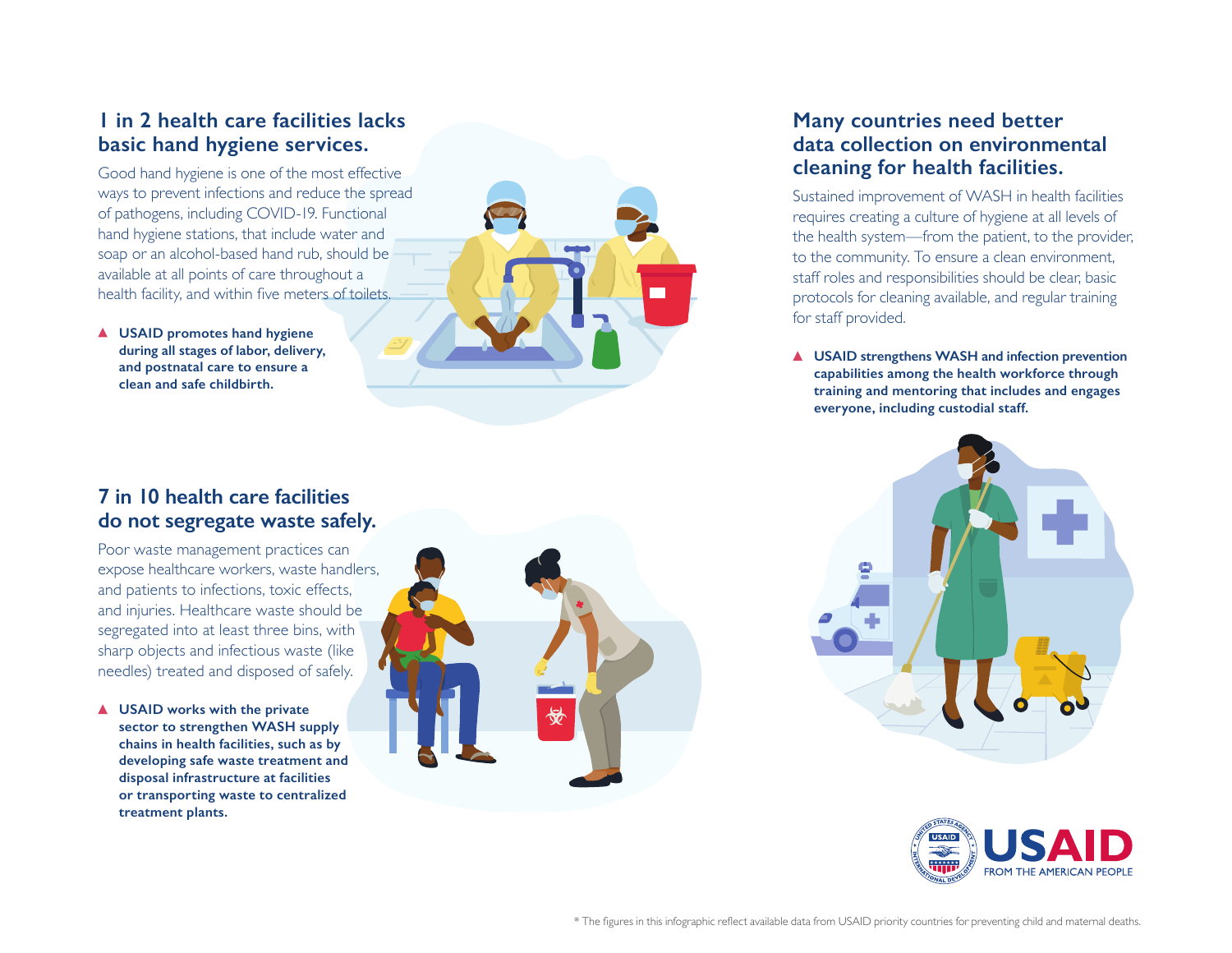## 1 in 2 health care facilities lacks basic hand hygiene services.

Good hand hygiene is one of the most effective ways to prevent infections and reduce the spread of pathogens, including COVID-19. Functional hand hygiene stations, that include water and soap or an alcohol-based hand rub, should be available at all points of care throughout a health facility, and within five meters of toilets.

▲ **USAID promotes hand hygiene during all stages of labor, delivery, and postnatal care to ensure a clean and safe childbirth.**

## 7 in 10 health care facilities do not segregate waste safely.

Poor waste management practices can expose healthcare workers, waste handlers, and patients to infections, toxic effects, and injuries. Healthcare waste should be segregated into at least three bins, with sharp objects and infectious waste (like needles) treated and disposed of safely.

▲ **USAID works with the private sector to strengthen WASH supply chains in health facilities, such as by developing safe waste treatment and disposal infrastructure at facilities or transporting waste to centralized treatment plants.**

## Many countries need better data collection on environmental cleaning for health facilities.

Sustained improvement of WASH in health facilities requires creating a culture of hygiene at all levels of the health system—from the patient, to the provider, to the community. To ensure a clean environment, staff roles and responsibilities should be clear, basic protocols for cleaning available, and regular training for staff provided.

▲ **USAID strengthens WASH and infection prevention capabilities among the health workforce through training and mentoring that includes and engages everyone, including custodial staff.**

USAID
FROM THE AMERICAN PEOPLE

* The figures in this infographic reflect available data from USAID priority countries for preventing child and maternal deaths.